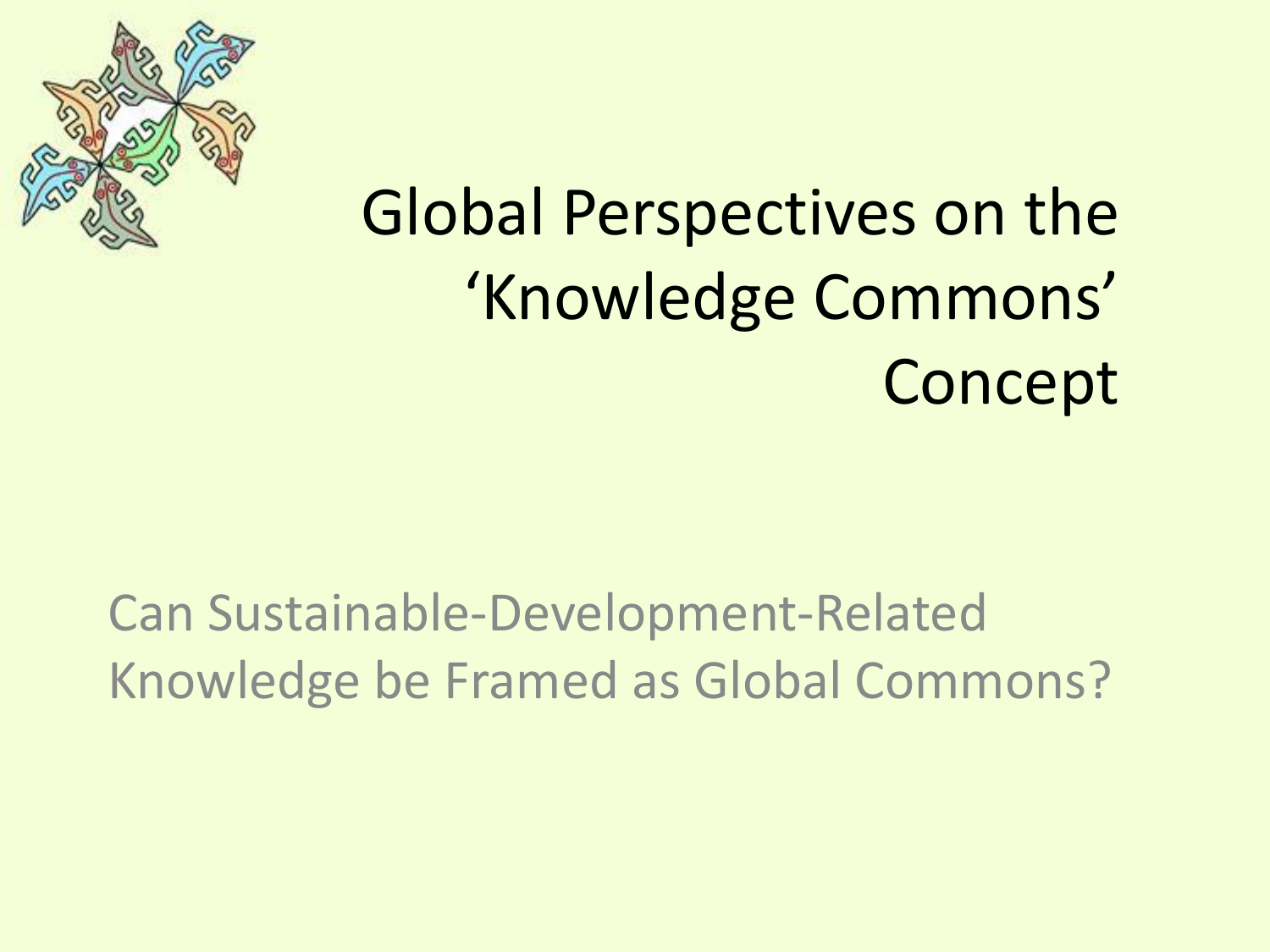# Global Perspectives on the 'Knowledge Commons' Concept

Can Sustainable-Development-Related Knowledge be Framed as Global Commons?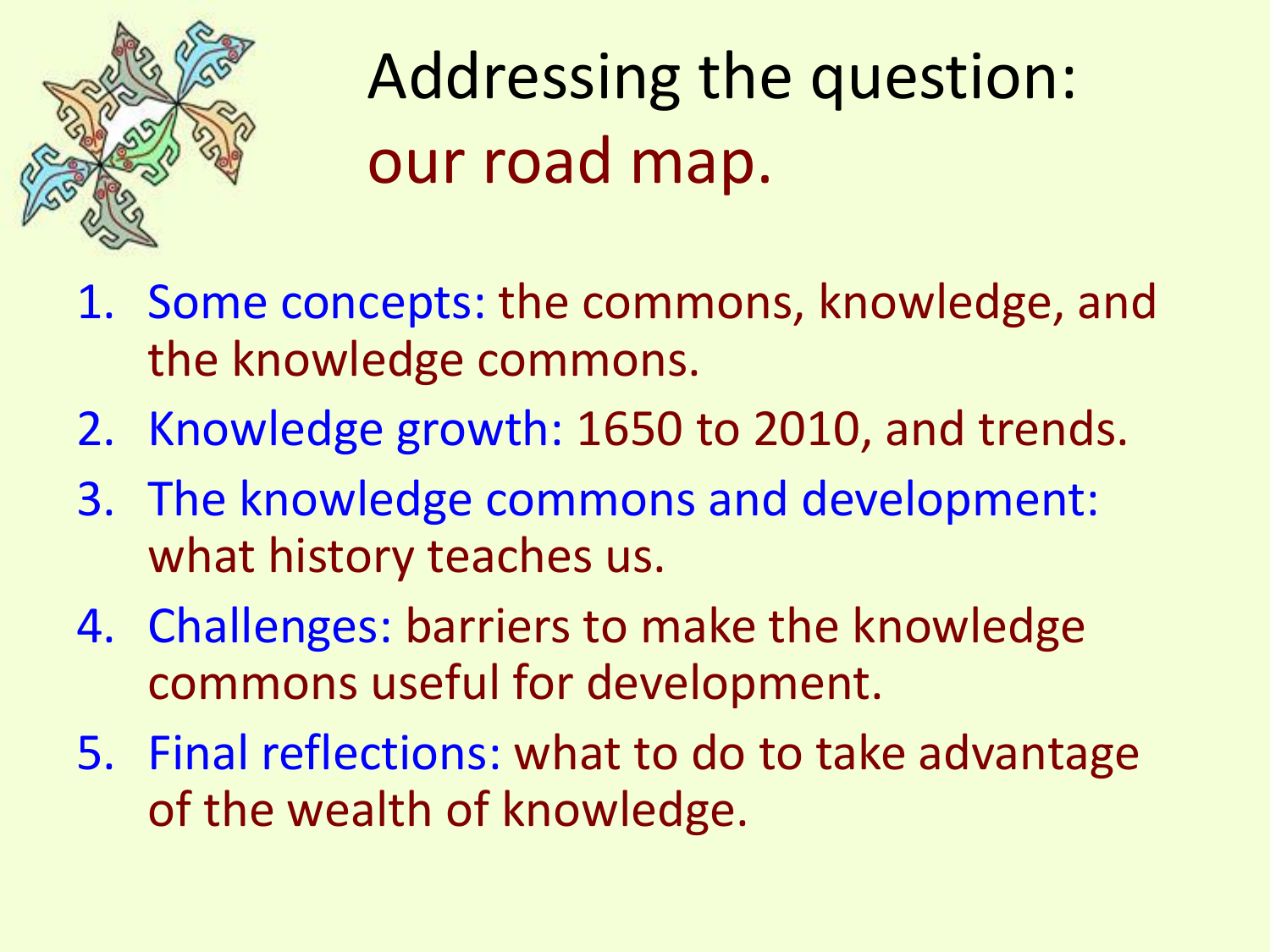# Addressing the question: our road map.

1. Some concepts: the commons, knowledge, and the knowledge commons.
2. Knowledge growth: 1650 to 2010, and trends.
3. The knowledge commons and development: what history teaches us.
4. Challenges: barriers to make the knowledge commons useful for development.
5. Final reflections: what to do to take advantage of the wealth of knowledge.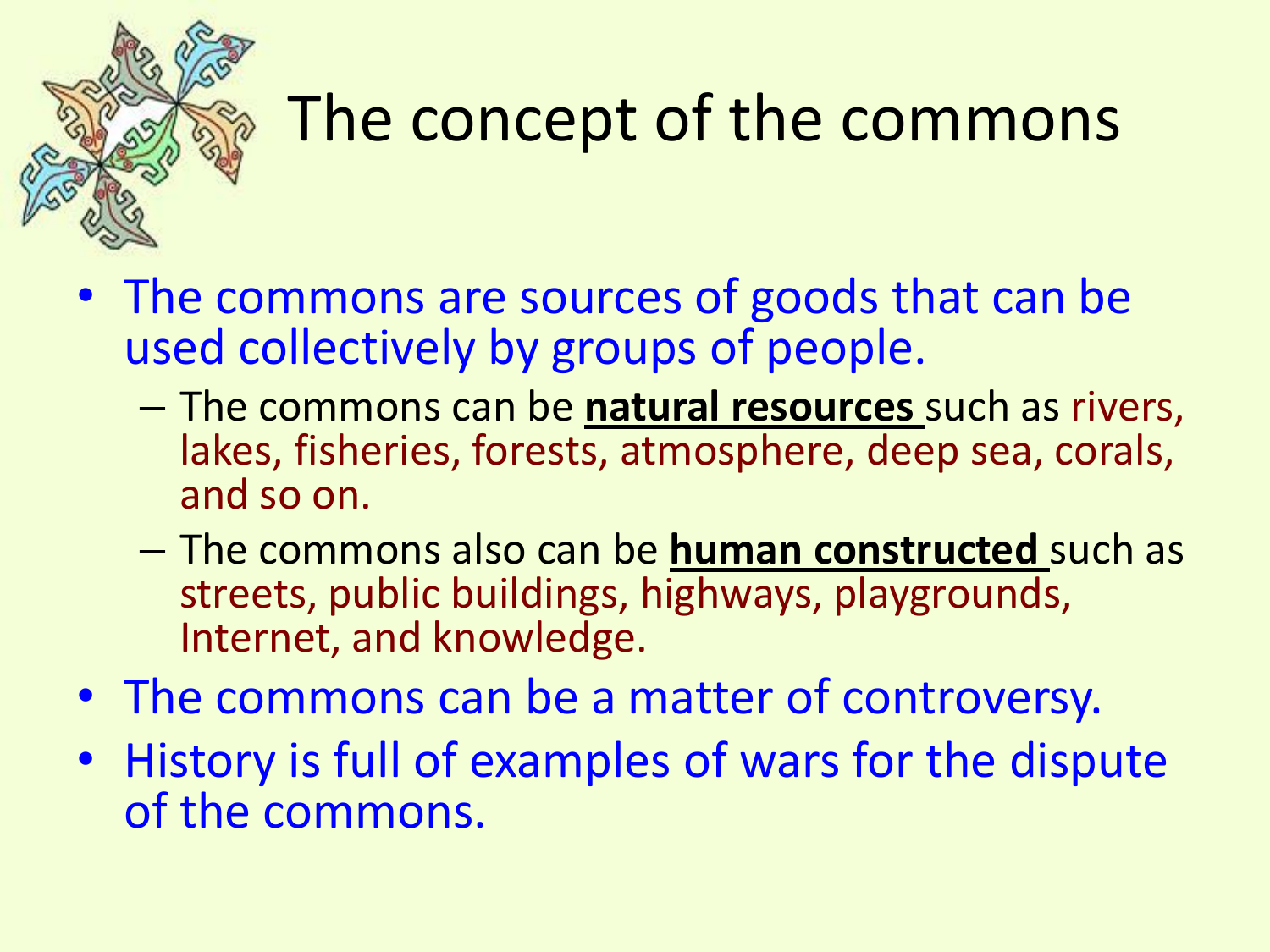# The concept of the commons

- The commons are sources of goods that can be used collectively by groups of people.
  - The commons can be **natural resources** such as rivers, lakes, fisheries, forests, atmosphere, deep sea, corals, and so on.
  - The commons also can be **human constructed** such as streets, public buildings, highways, playgrounds, Internet, and knowledge.
- The commons can be a matter of controversy.
- History is full of examples of wars for the dispute of the commons.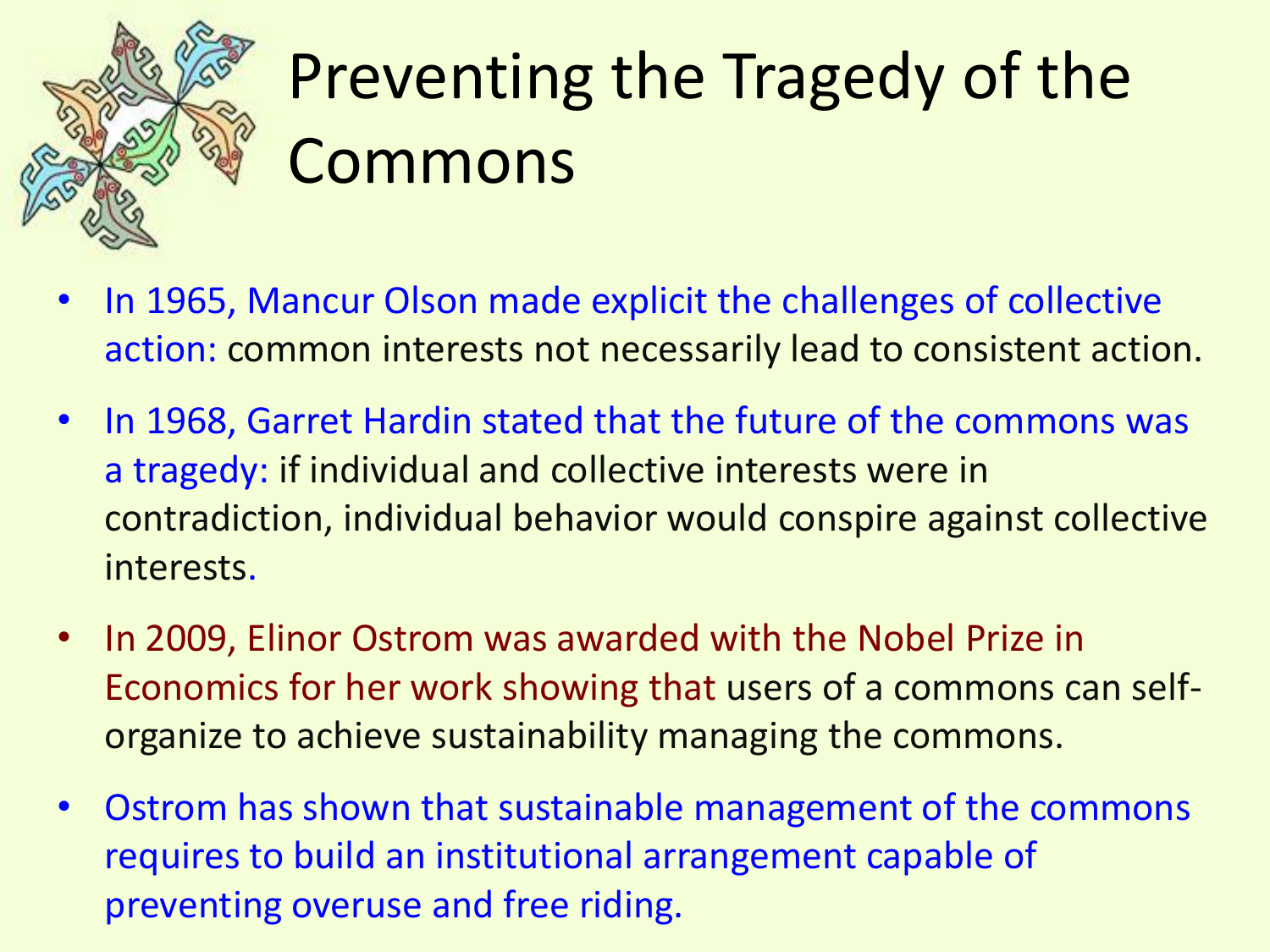# Preventing the Tragedy of the Commons

- In 1965, Mancur Olson made explicit the challenges of collective action: common interests not necessarily lead to consistent action.
- In 1968, Garret Hardin stated that the future of the commons was a tragedy: if individual and collective interests were in contradiction, individual behavior would conspire against collective interests.
- In 2009, Elinor Ostrom was awarded with the Nobel Prize in Economics for her work showing that users of a commons can self-organize to achieve sustainability managing the commons.
- Ostrom has shown that sustainable management of the commons requires to build an institutional arrangement capable of preventing overuse and free riding.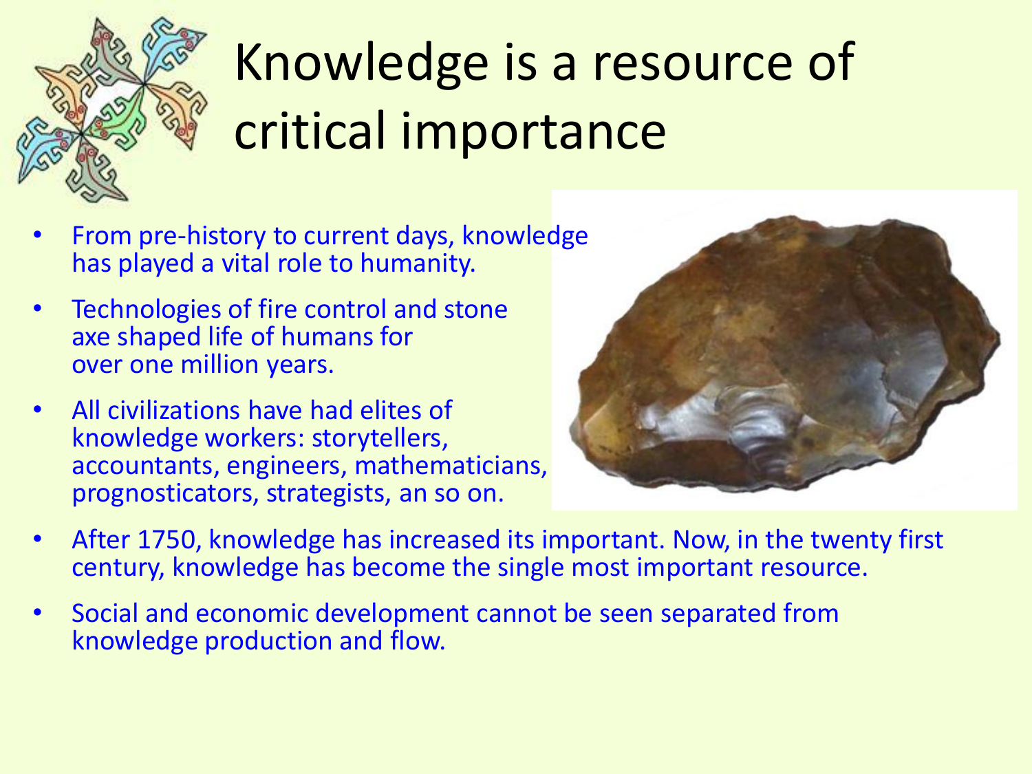# Knowledge is a resource of critical importance

- From pre-history to current days, knowledge has played a vital role to humanity.
- Technologies of fire control and stone axe shaped life of humans for over one million years.
- All civilizations have had elites of knowledge workers: storytellers, accountants, engineers, mathematicians, prognosticators, strategists, an so on.
- After 1750, knowledge has increased its important. Now, in the twenty first century, knowledge has become the single most important resource.
- Social and economic development cannot be seen separated from knowledge production and flow.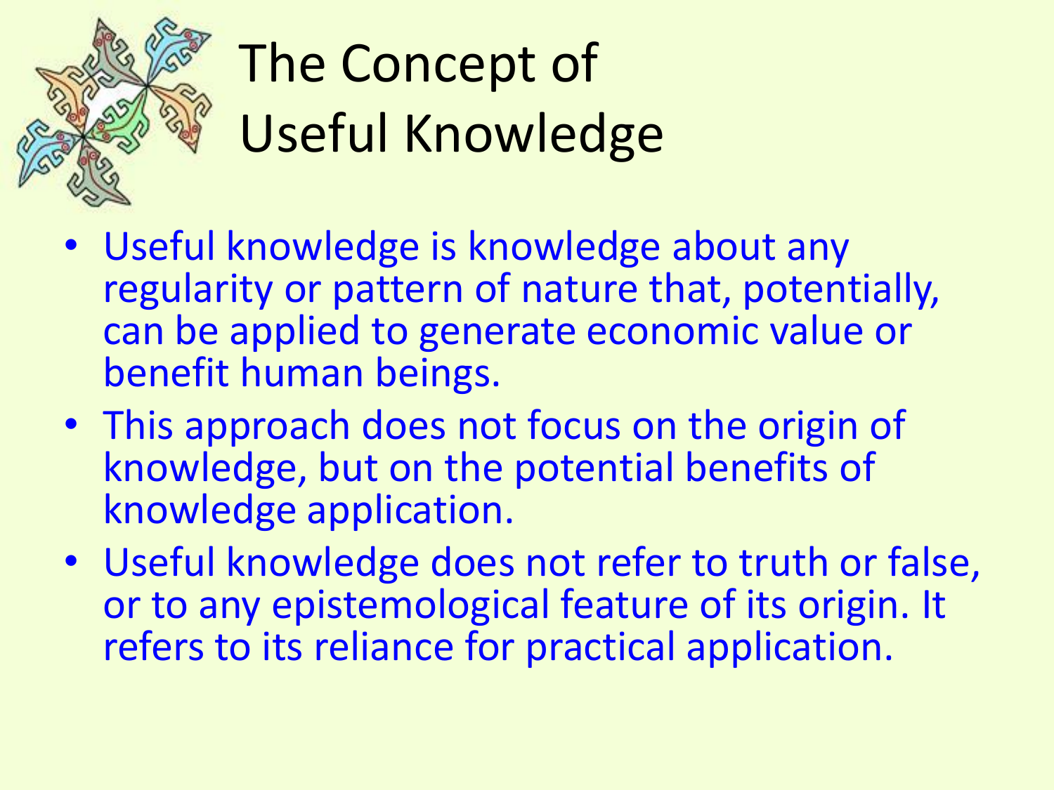# The Concept of Useful Knowledge

- Useful knowledge is knowledge about any regularity or pattern of nature that, potentially, can be applied to generate economic value or benefit human beings.
- This approach does not focus on the origin of knowledge, but on the potential benefits of knowledge application.
- Useful knowledge does not refer to truth or false, or to any epistemological feature of its origin. It refers to its reliance for practical application.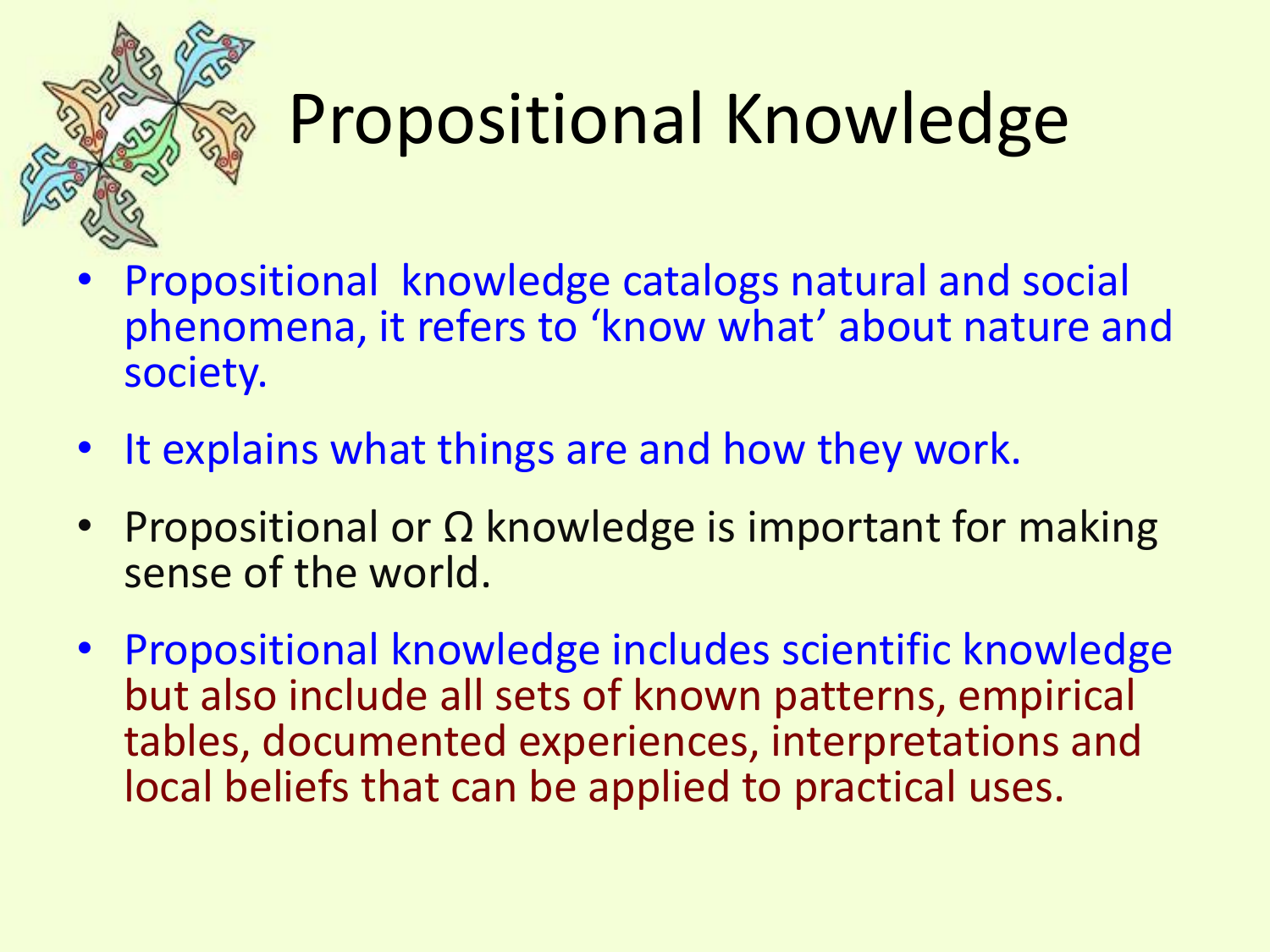# Propositional Knowledge

- Propositional knowledge catalogs natural and social phenomena, it refers to 'know what' about nature and society.
- It explains what things are and how they work.
- Propositional or Ω knowledge is important for making sense of the world.
- Propositional knowledge includes scientific knowledge but also include all sets of known patterns, empirical tables, documented experiences, interpretations and local beliefs that can be applied to practical uses.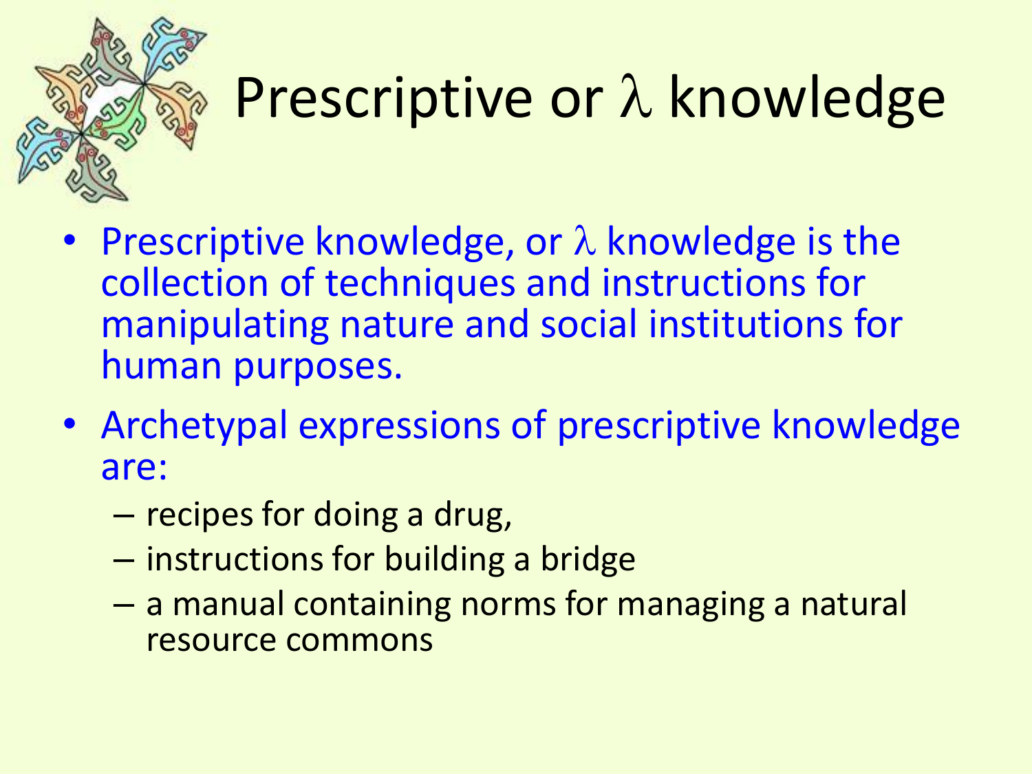# Prescriptive or $\lambda$ knowledge

- Prescriptive knowledge, or $\lambda$ knowledge is the collection of techniques and instructions for manipulating nature and social institutions for human purposes.
- Archetypal expressions of prescriptive knowledge are:
  - recipes for doing a drug,
  - instructions for building a bridge
  - a manual containing norms for managing a natural resource commons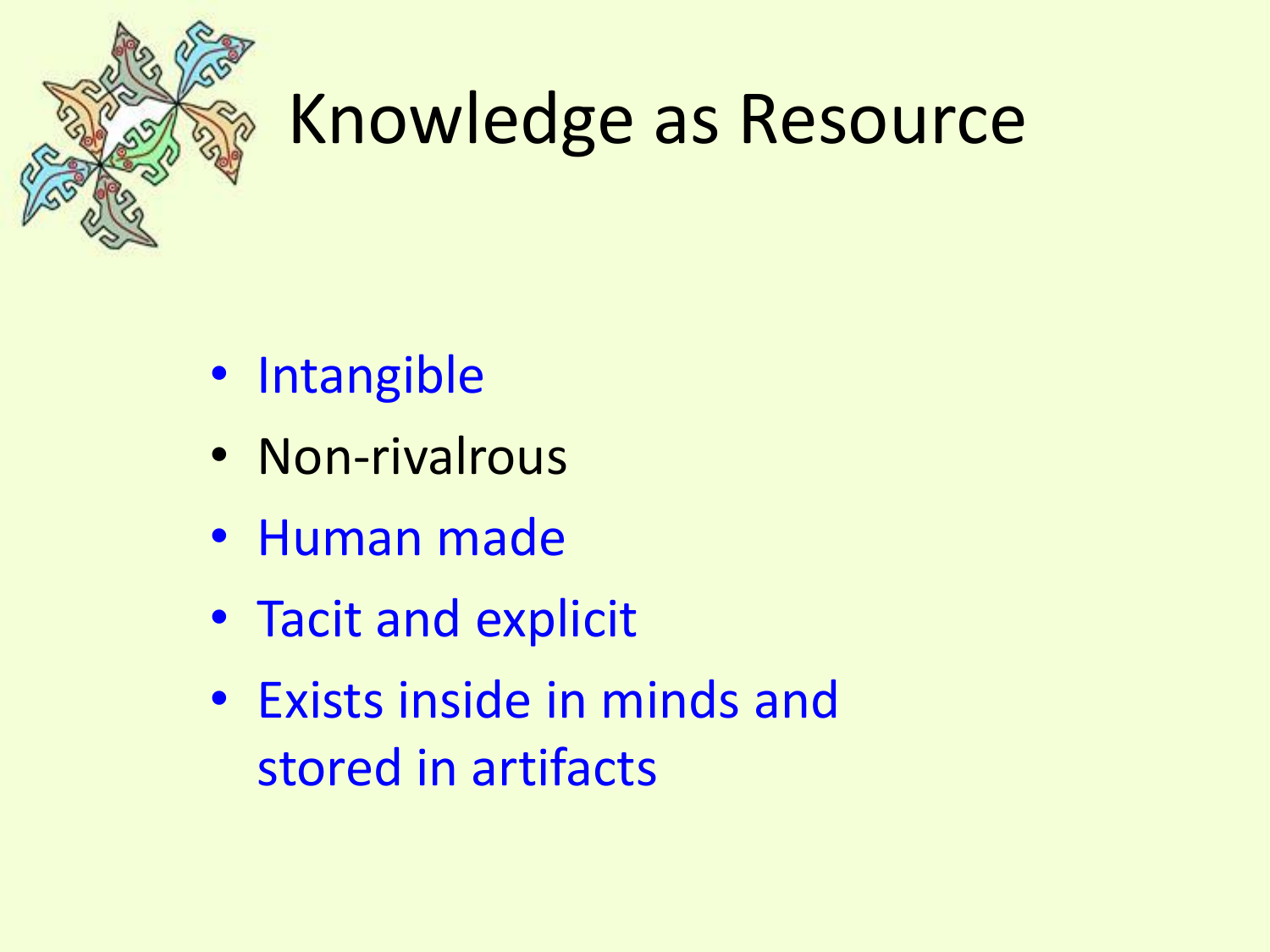# Knowledge as Resource

- Intangible
- Non-rivalrous
- Human made
- Tacit and explicit
- Exists inside in minds and stored in artifacts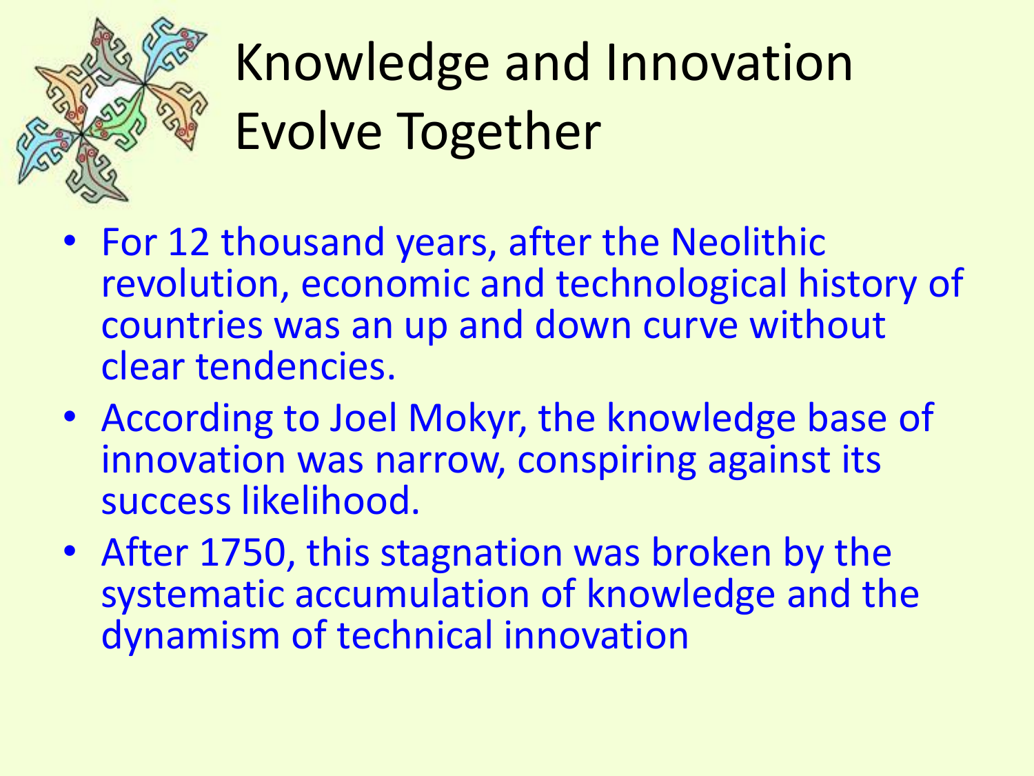# Knowledge and Innovation Evolve Together

- For 12 thousand years, after the Neolithic revolution, economic and technological history of countries was an up and down curve without clear tendencies.
- According to Joel Mokyr, the knowledge base of innovation was narrow, conspiring against its success likelihood.
- After 1750, this stagnation was broken by the systematic accumulation of knowledge and the dynamism of technical innovation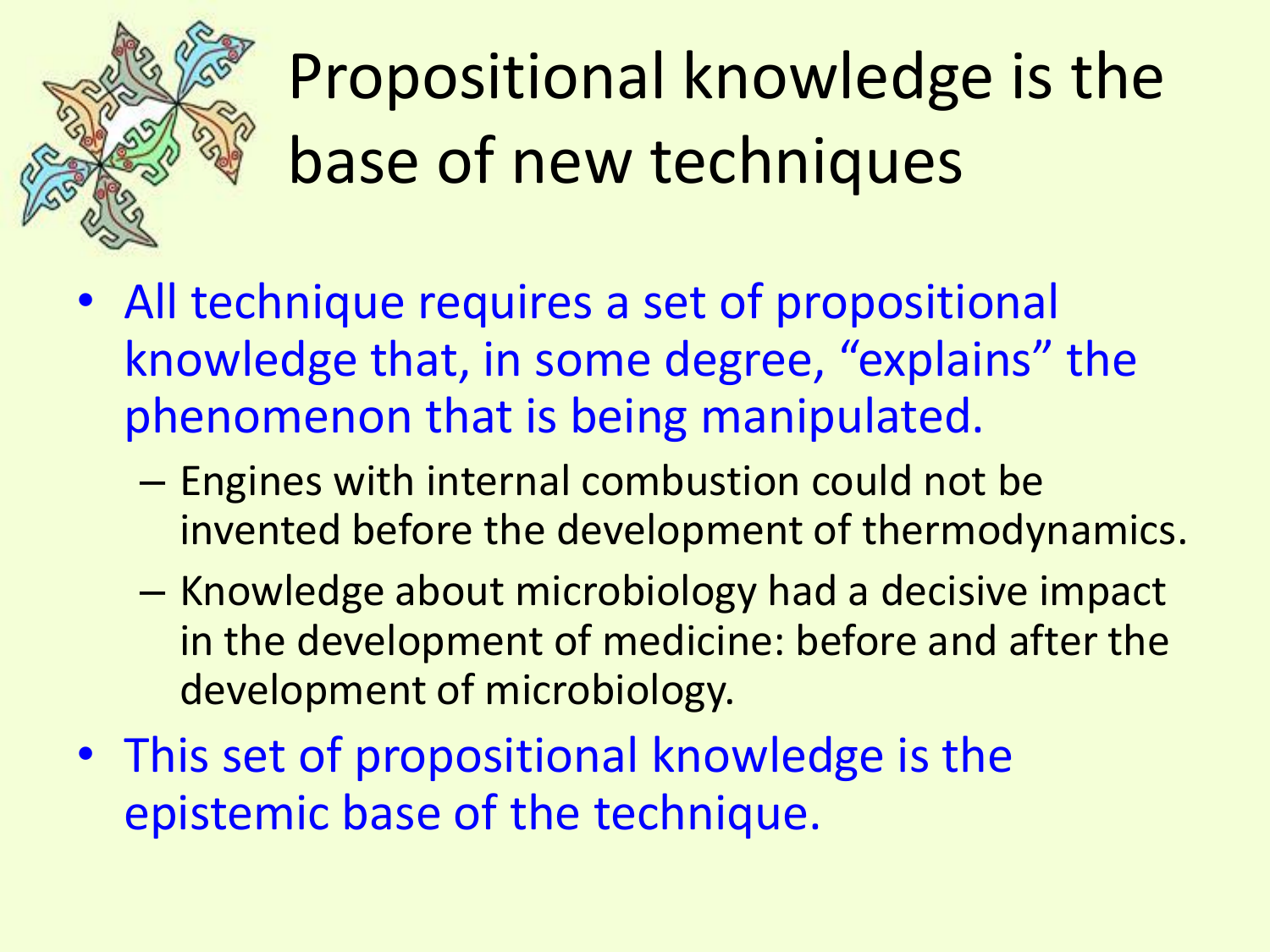# Propositional knowledge is the base of new techniques

- All technique requires a set of propositional knowledge that, in some degree, "explains" the phenomenon that is being manipulated.
  - Engines with internal combustion could not be invented before the development of thermodynamics.
  - Knowledge about microbiology had a decisive impact in the development of medicine: before and after the development of microbiology.
- This set of propositional knowledge is the epistemic base of the technique.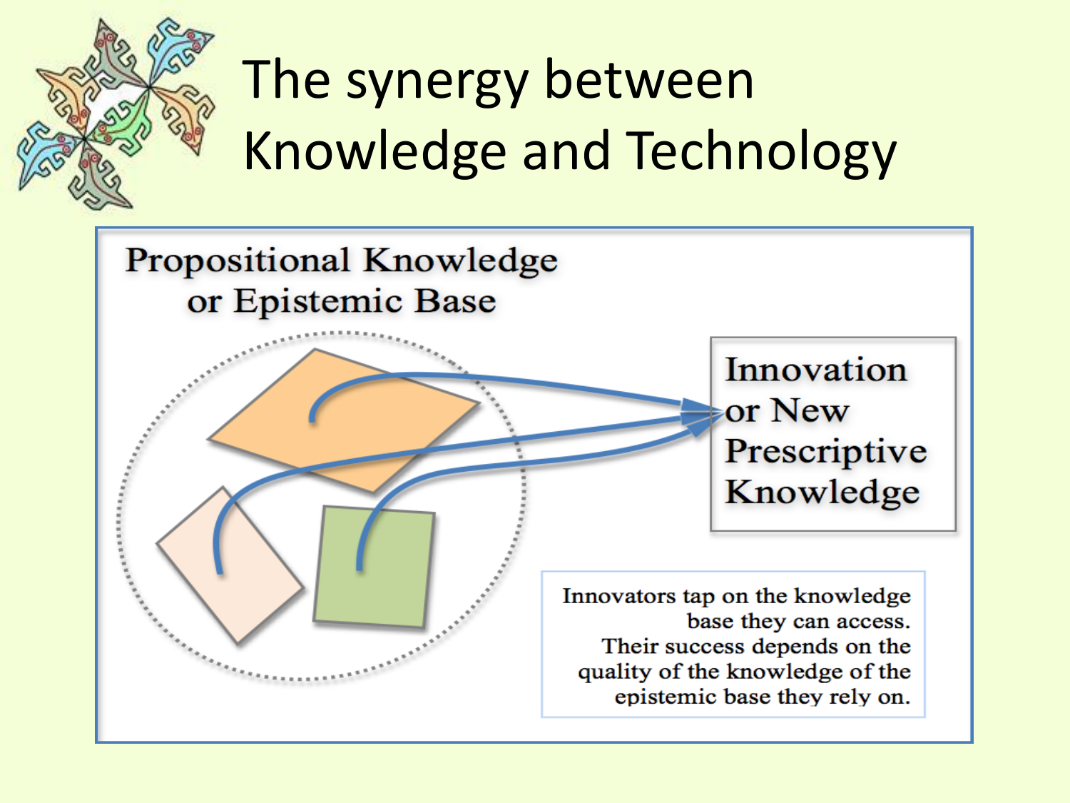# The synergy between Knowledge and Technology

Propositional Knowledge or Epistemic Base

Innovation or New Prescriptive Knowledge

Innovators tap on the knowledge base they can access. Their success depends on the quality of the knowledge of the epistemic base they rely on.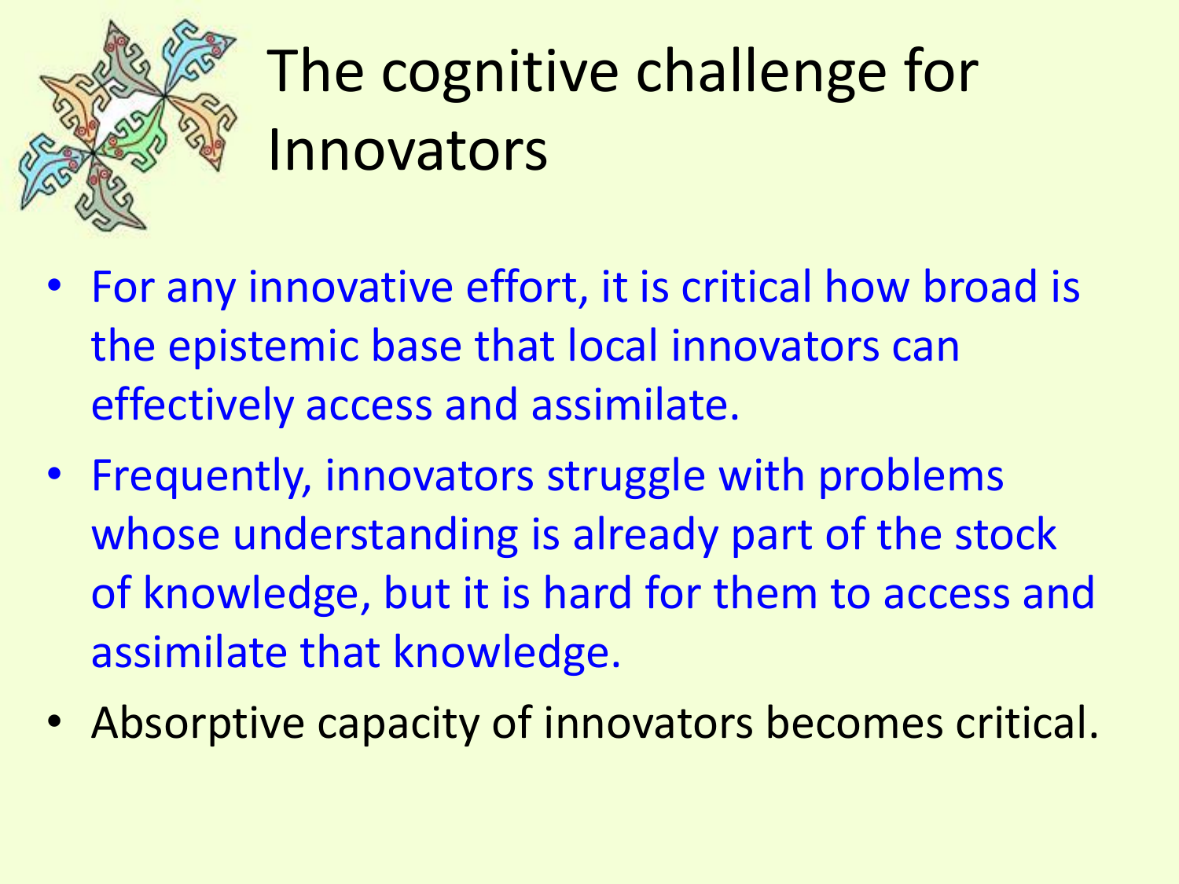# The cognitive challenge for Innovators

- For any innovative effort, it is critical how broad is the epistemic base that local innovators can effectively access and assimilate.
- Frequently, innovators struggle with problems whose understanding is already part of the stock of knowledge, but it is hard for them to access and assimilate that knowledge.
- Absorptive capacity of innovators becomes critical.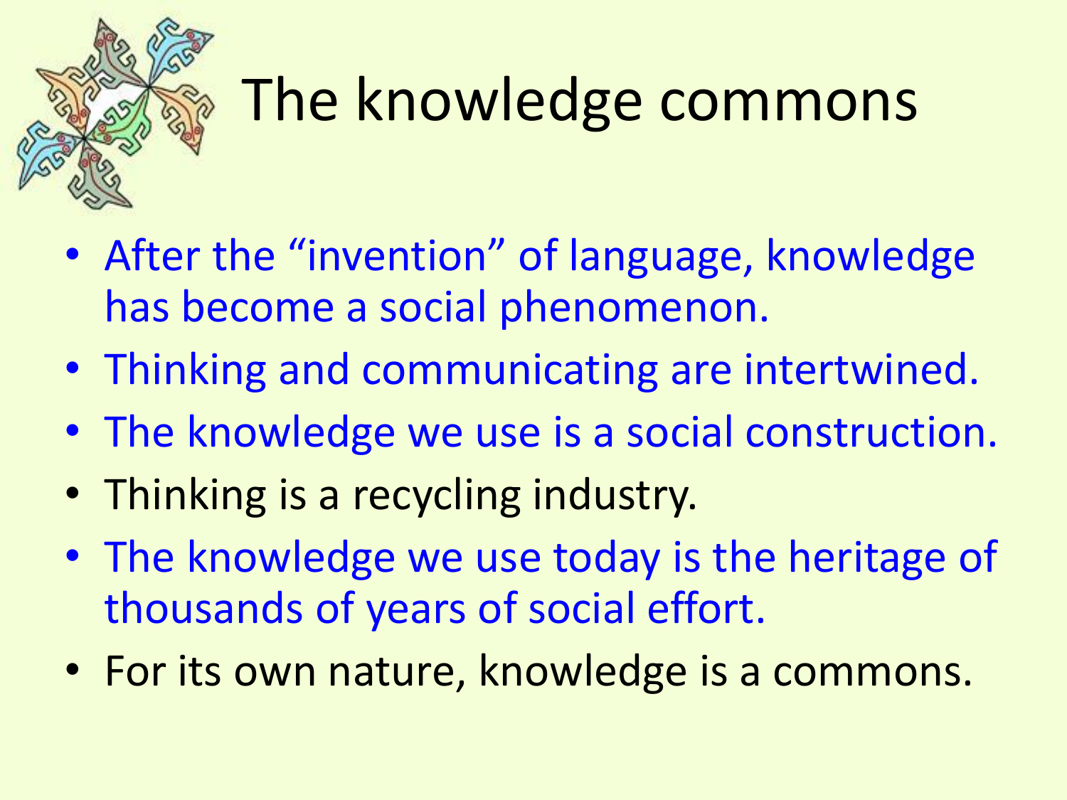# The knowledge commons

- After the “invention” of language, knowledge has become a social phenomenon.
- Thinking and communicating are intertwined.
- The knowledge we use is a social construction.
- Thinking is a recycling industry.
- The knowledge we use today is the heritage of thousands of years of social effort.
- For its own nature, knowledge is a commons.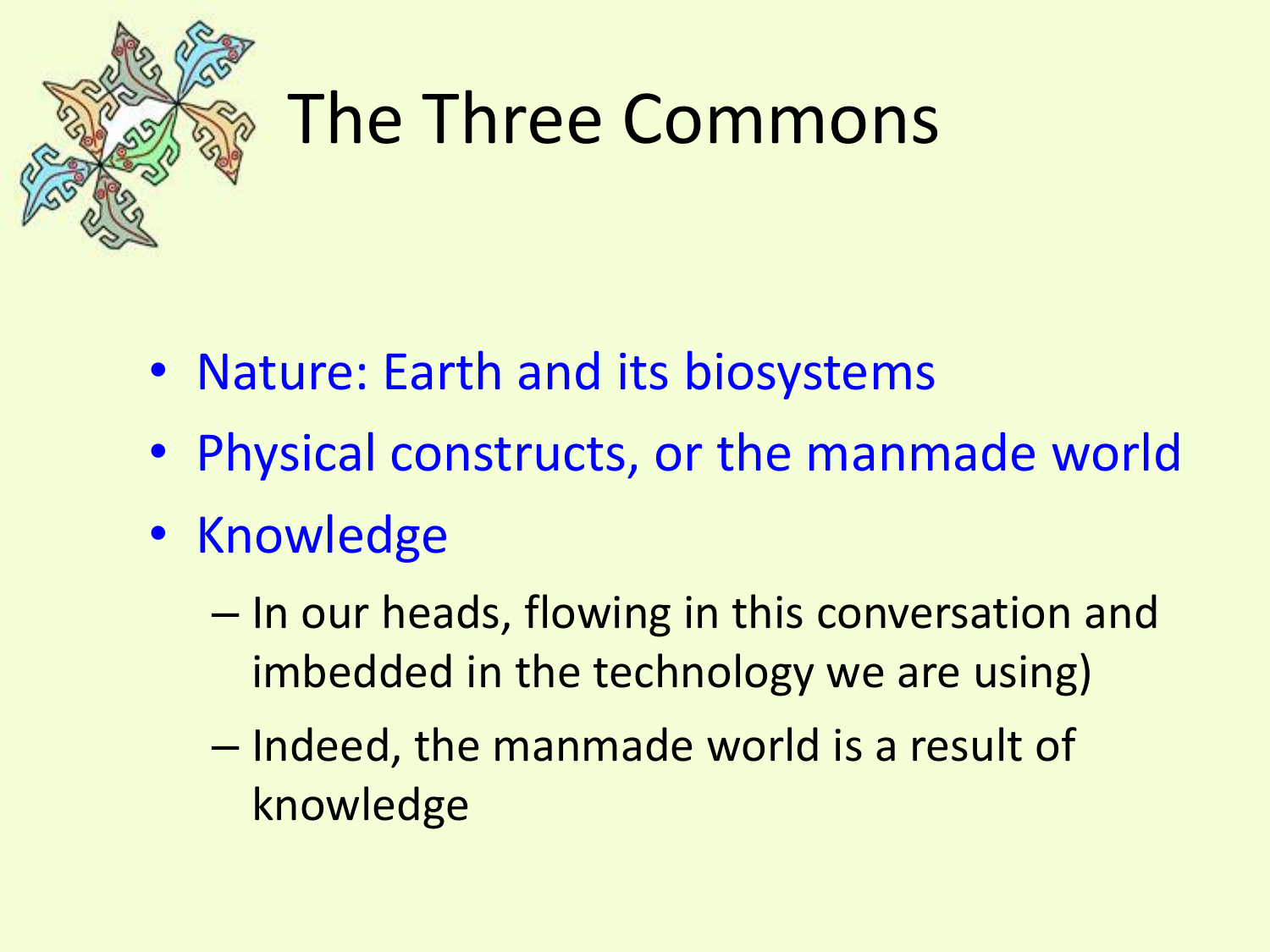# The Three Commons

- Nature: Earth and its biosystems
- Physical constructs, or the manmade world
- Knowledge
  - In our heads, flowing in this conversation and imbedded in the technology we are using)
  - Indeed, the manmade world is a result of knowledge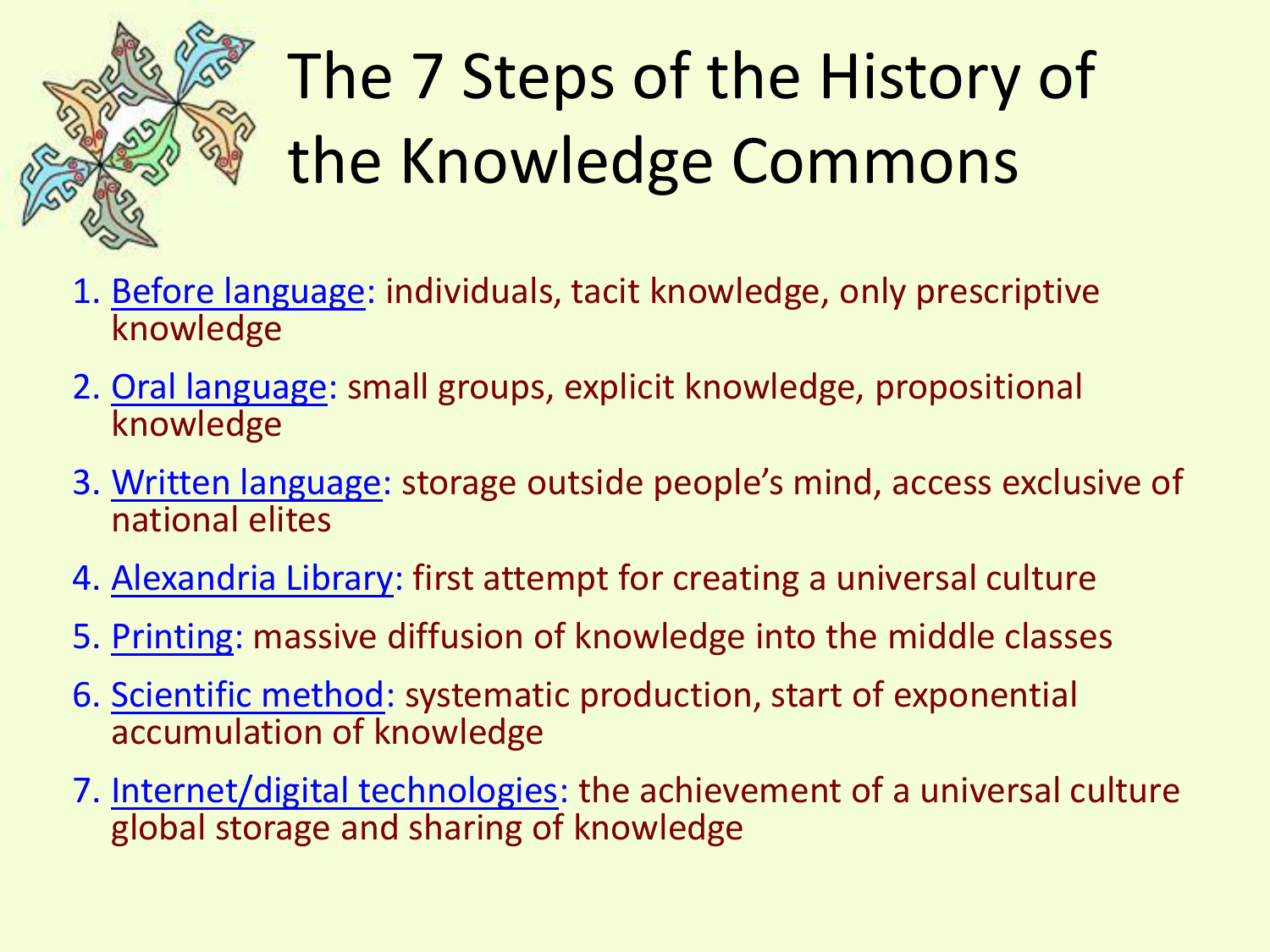# The 7 Steps of the History of the Knowledge Commons

1. Before language: individuals, tacit knowledge, only prescriptive knowledge
2. Oral language: small groups, explicit knowledge, propositional knowledge
3. Written language: storage outside people's mind, access exclusive of national elites
4. Alexandria Library: first attempt for creating a universal culture
5. Printing: massive diffusion of knowledge into the middle classes
6. Scientific method: systematic production, start of exponential accumulation of knowledge
7. Internet/digital technologies: the achievement of a universal culture global storage and sharing of knowledge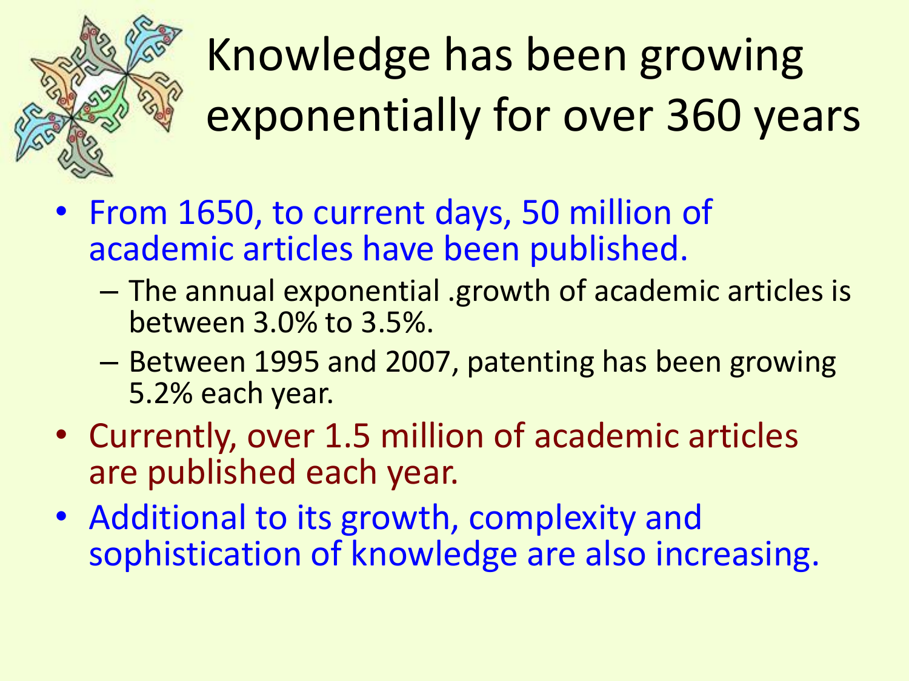# Knowledge has been growing exponentially for over 360 years

- From 1650, to current days, 50 million of academic articles have been published.
  - The annual exponential .growth of academic articles is between 3.0% to 3.5%.
  - Between 1995 and 2007, patenting has been growing 5.2% each year.
- Currently, over 1.5 million of academic articles are published each year.
- Additional to its growth, complexity and sophistication of knowledge are also increasing.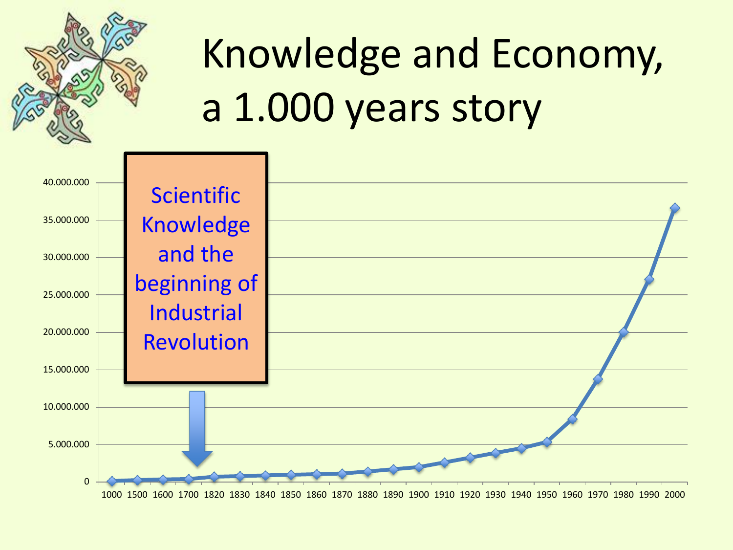# Knowledge and Economy, a 1.000 years story

Scientific Knowledge and the beginning of Industrial Revolution

40.000.000
35.000.000
30.000.000
25.000.000
20.000.000
15.000.000
10.000.000
5.000.000
0

1000 1500 1600 1700 1820 1830 1840 1850 1860 1870 1880 1890 1900 1910 1920 1930 1940 1950 1960 1970 1980 1990 2000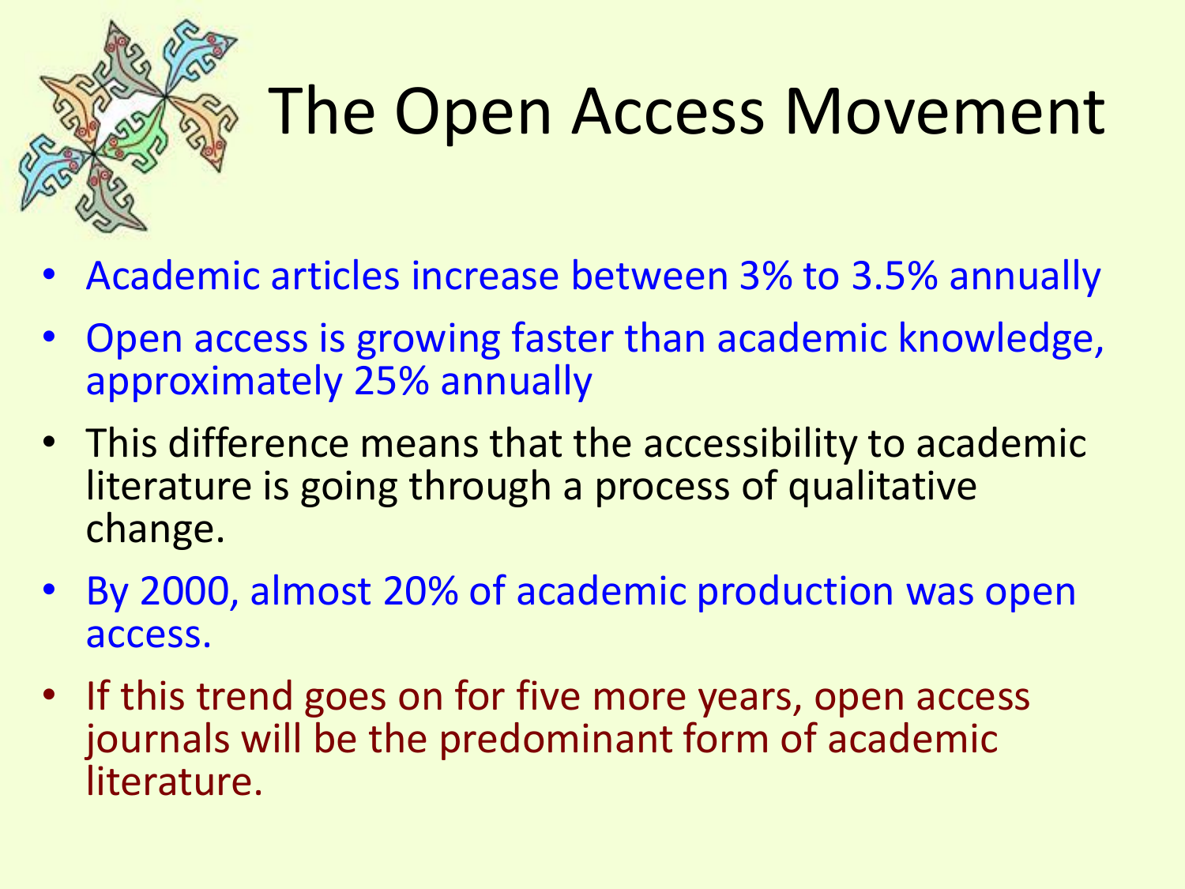# The Open Access Movement

- Academic articles increase between 3% to 3.5% annually
- Open access is growing faster than academic knowledge, approximately 25% annually
- This difference means that the accessibility to academic literature is going through a process of qualitative change.
- By 2000, almost 20% of academic production was open access.
- If this trend goes on for five more years, open access journals will be the predominant form of academic literature.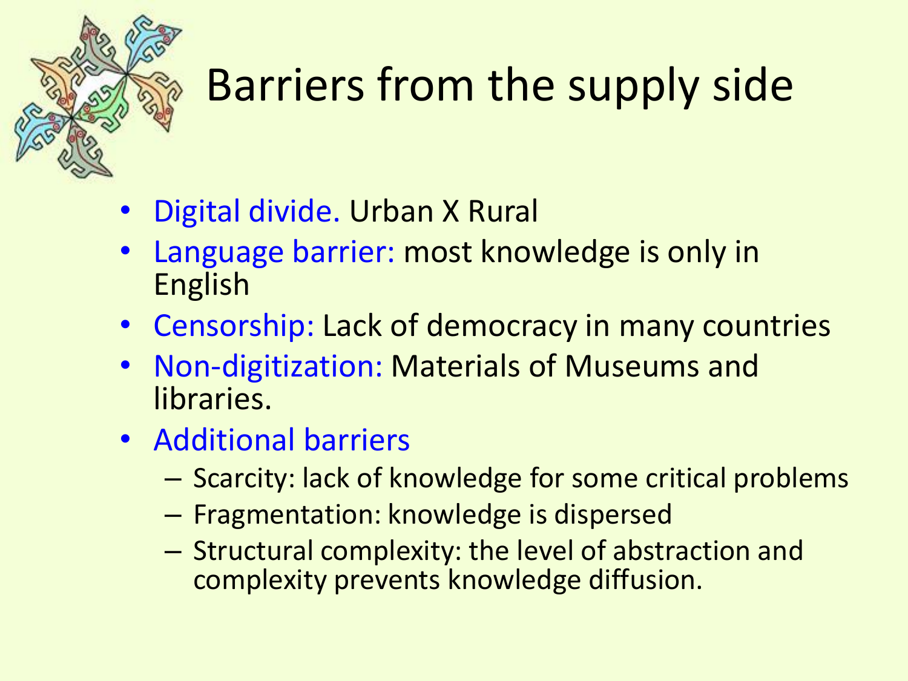# Barriers from the supply side

- Digital divide. Urban X Rural
- Language barrier: most knowledge is only in English
- Censorship: Lack of democracy in many countries
- Non-digitization: Materials of Museums and libraries.
- Additional barriers
  - Scarcity: lack of knowledge for some critical problems
  - Fragmentation: knowledge is dispersed
  - Structural complexity: the level of abstraction and complexity prevents knowledge diffusion.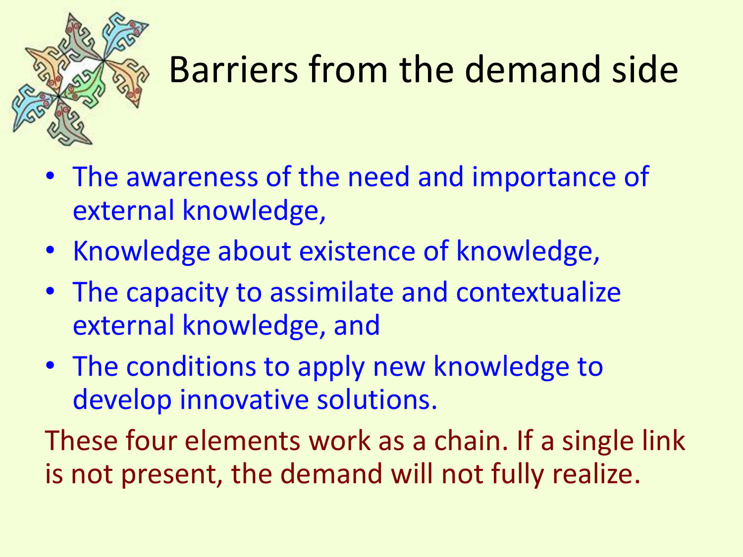# Barriers from the demand side

- The awareness of the need and importance of external knowledge,
- Knowledge about existence of knowledge,
- The capacity to assimilate and contextualize external knowledge, and
- The conditions to apply new knowledge to develop innovative solutions.

These four elements work as a chain. If a single link is not present, the demand will not fully realize.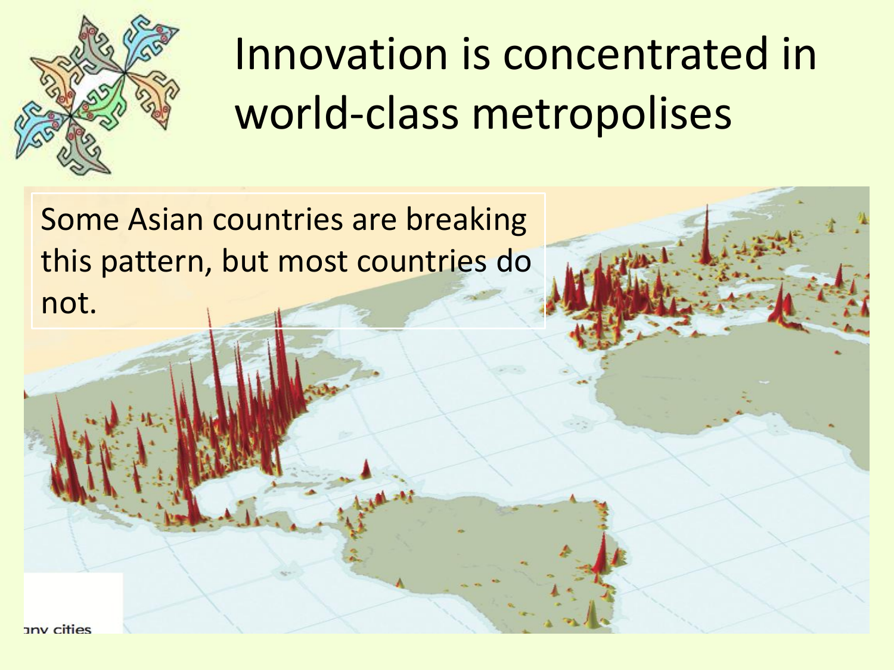# Innovation is concentrated in world-class metropolises

Some Asian countries are breaking this pattern, but most countries do not.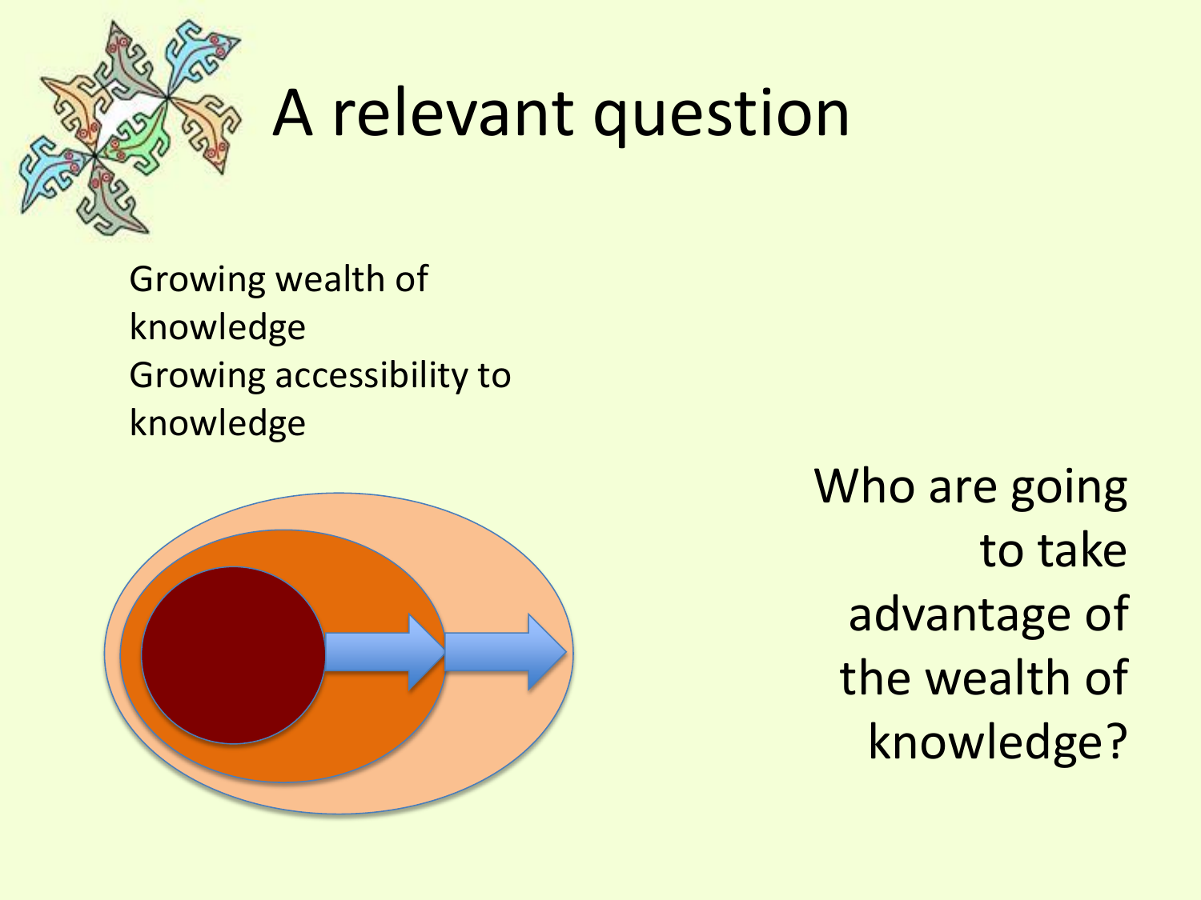# A relevant question

Growing wealth of knowledge
Growing accessibility to knowledge

Who are going to take advantage of the wealth of knowledge?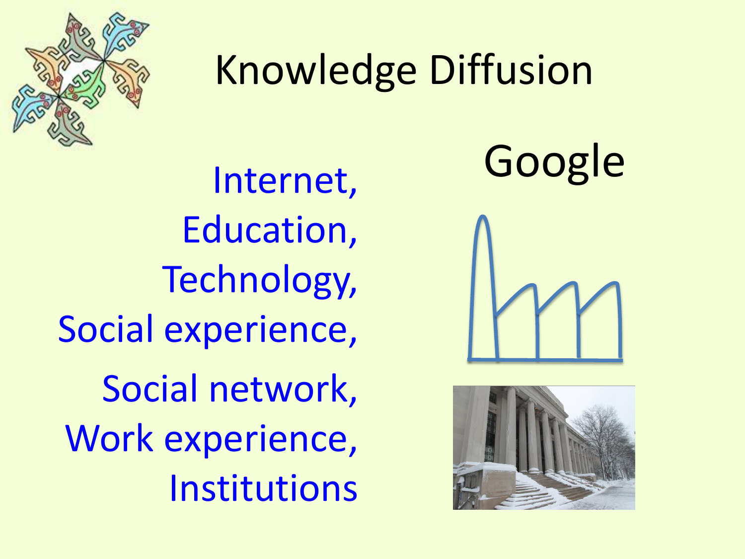# Knowledge Diffusion

Internet,
Education,
Technology,
Social experience,
Social network,
Work experience,
Institutions

Google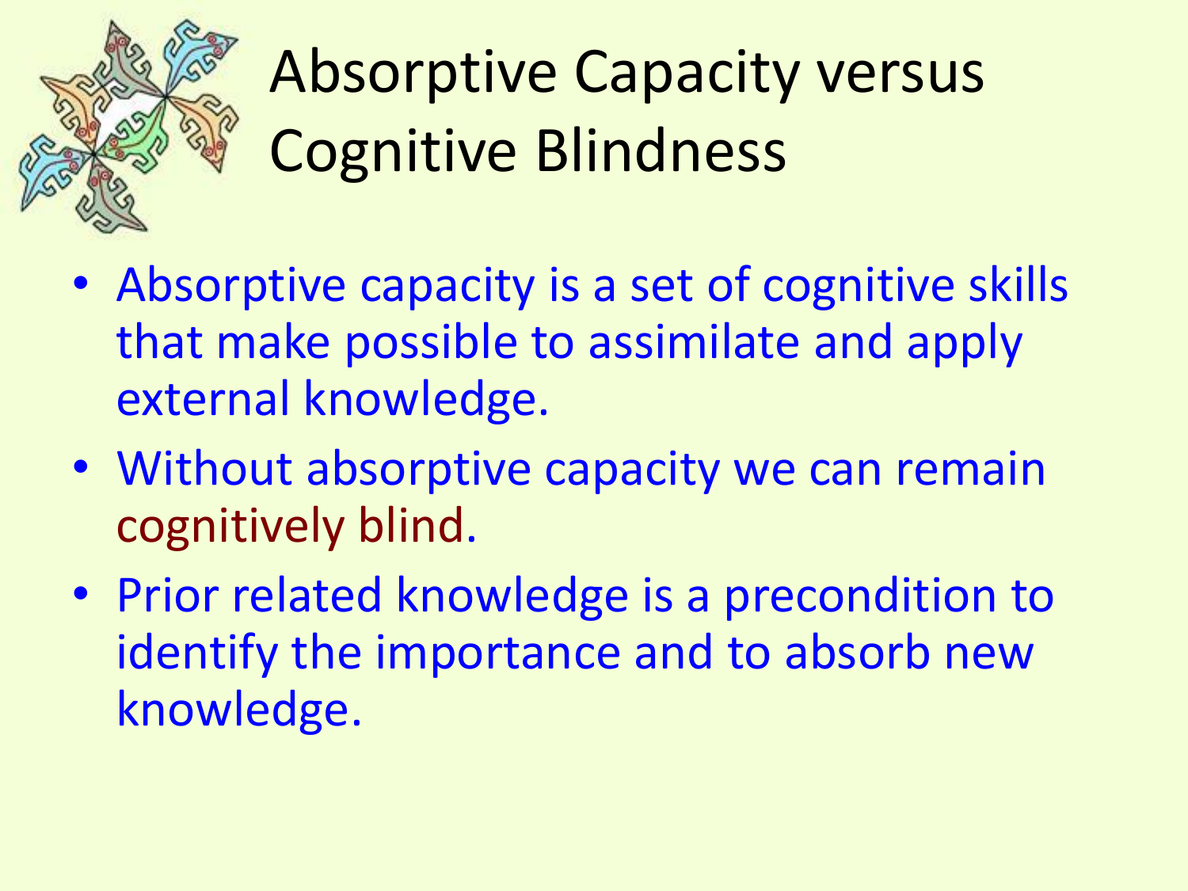# Absorptive Capacity versus Cognitive Blindness

- Absorptive capacity is a set of cognitive skills that make possible to assimilate and apply external knowledge.
- Without absorptive capacity we can remain cognitively blind.
- Prior related knowledge is a precondition to identify the importance and to absorb new knowledge.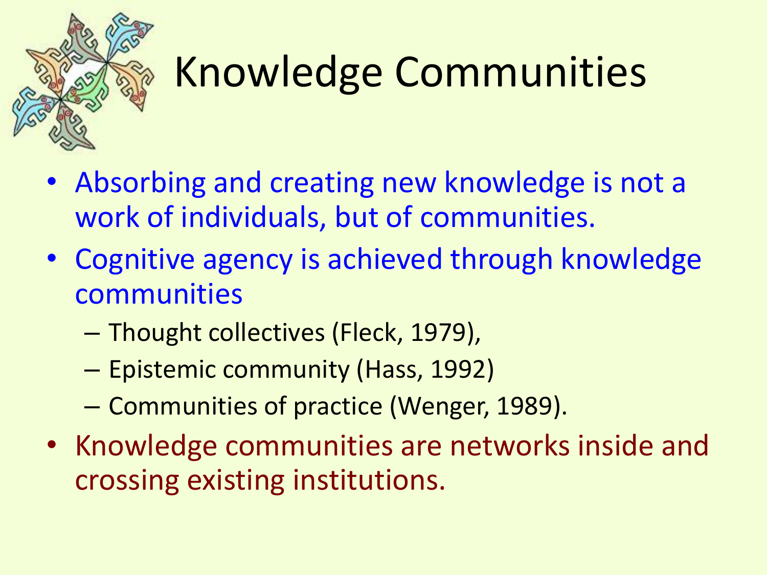# Knowledge Communities

- Absorbing and creating new knowledge is not a work of individuals, but of communities.
- Cognitive agency is achieved through knowledge communities
  - Thought collectives (Fleck, 1979),
  - Epistemic community (Hass, 1992)
  - Communities of practice (Wenger, 1989).
- Knowledge communities are networks inside and crossing existing institutions.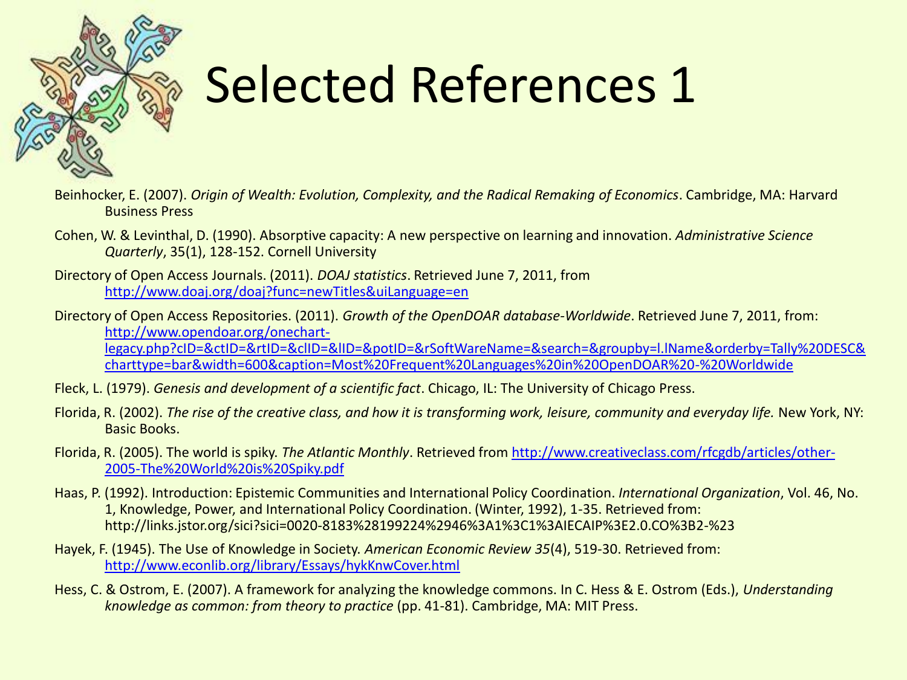# Selected References 1

Beinhocker, E. (2007). *Origin of Wealth: Evolution, Complexity, and the Radical Remaking of Economics*. Cambridge, MA: Harvard Business Press

Cohen, W. & Levinthal, D. (1990). Absorptive capacity: A new perspective on learning and innovation. *Administrative Science Quarterly*, 35(1), 128-152. Cornell University

Directory of Open Access Journals. (2011). *DOAJ statistics*. Retrieved June 7, 2011, from http://www.doaj.org/doaj?func=newTitles&uiLanguage=en

Directory of Open Access Repositories. (2011). *Growth of the OpenDOAR database-Worldwide*. Retrieved June 7, 2011, from: http://www.opendoar.org/onechart-legacy.php?cID=&ctID=&rtID=&clID=&lID=&potID=&rSoftWareName=&search=&groupby=l.lName&orderby=Tally%20DESC&charttype=bar&width=600&caption=Most%20Frequent%20Languages%20in%20OpenDOAR%20-%20Worldwide

Fleck, L. (1979). *Genesis and development of a scientific fact*. Chicago, IL: The University of Chicago Press.

Florida, R. (2002). *The rise of the creative class, and how it is transforming work, leisure, community and everyday life.* New York, NY: Basic Books.

Florida, R. (2005). The world is spiky. *The Atlantic Monthly*. Retrieved from http://www.creativeclass.com/rfcgdb/articles/other-2005-The%20World%20is%20Spiky.pdf

Haas, P. (1992). Introduction: Epistemic Communities and International Policy Coordination. *International Organization*, Vol. 46, No. 1, Knowledge, Power, and International Policy Coordination. (Winter, 1992), 1-35. Retrieved from: http://links.jstor.org/sici?sici=0020-8183%28199224%2946%3A1%3C1%3AIECAIP%3E2.0.CO%3B2-%23

Hayek, F. (1945). The Use of Knowledge in Society. *American Economic Review 35*(4), 519-30. Retrieved from: http://www.econlib.org/library/Essays/hykKnwCover.html

Hess, C. & Ostrom, E. (2007). A framework for analyzing the knowledge commons. In C. Hess & E. Ostrom (Eds.), *Understanding knowledge as common: from theory to practice* (pp. 41-81). Cambridge, MA: MIT Press.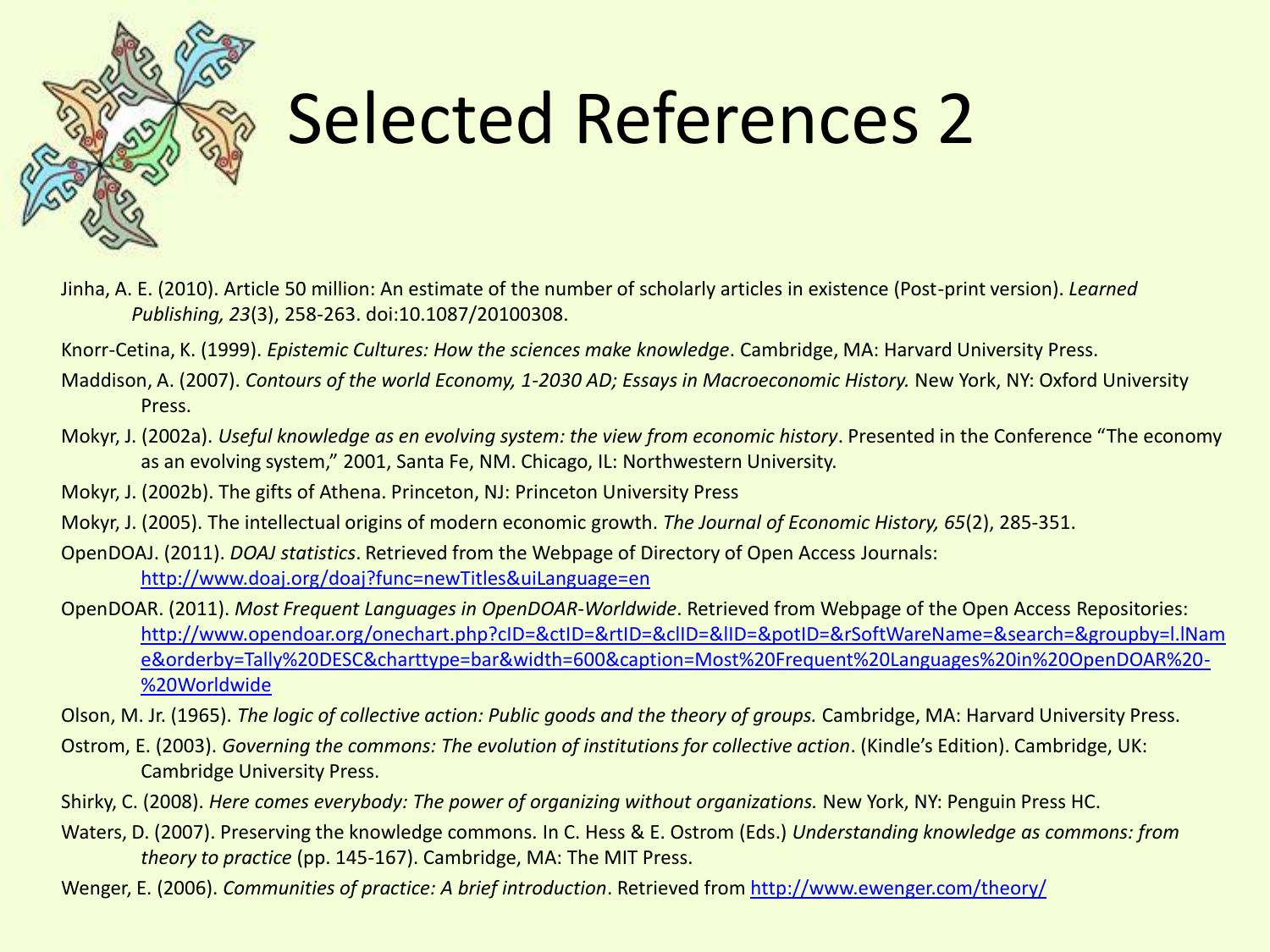# Selected References 2

Jinha, A. E. (2010). Article 50 million: An estimate of the number of scholarly articles in existence (Post-print version). *Learned Publishing, 23*(3), 258-263. doi:10.1087/20100308.

Knorr-Cetina, K. (1999). *Epistemic Cultures: How the sciences make knowledge*. Cambridge, MA: Harvard University Press.

Maddison, A. (2007). *Contours of the world Economy, 1-2030 AD; Essays in Macroeconomic History.* New York, NY: Oxford University Press.

Mokyr, J. (2002a). *Useful knowledge as en evolving system: the view from economic history*. Presented in the Conference "The economy as an evolving system," 2001, Santa Fe, NM. Chicago, IL: Northwestern University.

Mokyr, J. (2002b). The gifts of Athena. Princeton, NJ: Princeton University Press

Mokyr, J. (2005). The intellectual origins of modern economic growth. *The Journal of Economic History, 65*(2), 285-351.

OpenDOAJ. (2011). *DOAJ statistics*. Retrieved from the Webpage of Directory of Open Access Journals: http://www.doaj.org/doaj?func=newTitles&uiLanguage=en

OpenDOAR. (2011). *Most Frequent Languages in OpenDOAR-Worldwide*. Retrieved from Webpage of the Open Access Repositories: http://www.opendoar.org/onechart.php?cID=&ctID=&rtID=&clID=&lID=&potID=&rSoftWareName=&search=&groupby=l.lName&orderby=Tally%20DESC&charttype=bar&width=600&caption=Most%20Frequent%20Languages%20in%20OpenDOAR%20-%20Worldwide

Olson, M. Jr. (1965). *The logic of collective action: Public goods and the theory of groups.* Cambridge, MA: Harvard University Press.

Ostrom, E. (2003). *Governing the commons: The evolution of institutions for collective action*. (Kindle's Edition). Cambridge, UK: Cambridge University Press.

Shirky, C. (2008). *Here comes everybody: The power of organizing without organizations.* New York, NY: Penguin Press HC.

Waters, D. (2007). Preserving the knowledge commons. In C. Hess & E. Ostrom (Eds.) *Understanding knowledge as commons: from theory to practice* (pp. 145-167). Cambridge, MA: The MIT Press.

Wenger, E. (2006). *Communities of practice: A brief introduction*. Retrieved from http://www.ewenger.com/theory/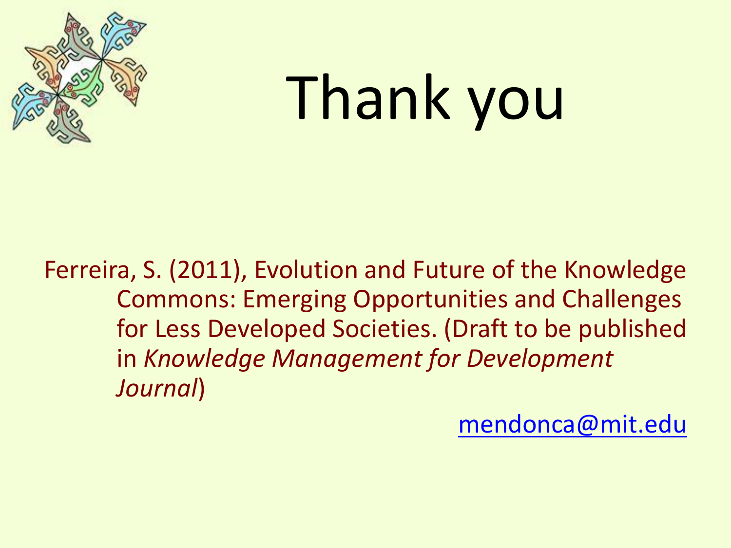# Thank you

Ferreira, S. (2011), Evolution and Future of the Knowledge Commons: Emerging Opportunities and Challenges for Less Developed Societies. (Draft to be published in *Knowledge Management for Development Journal*)

mendonca@mit.edu